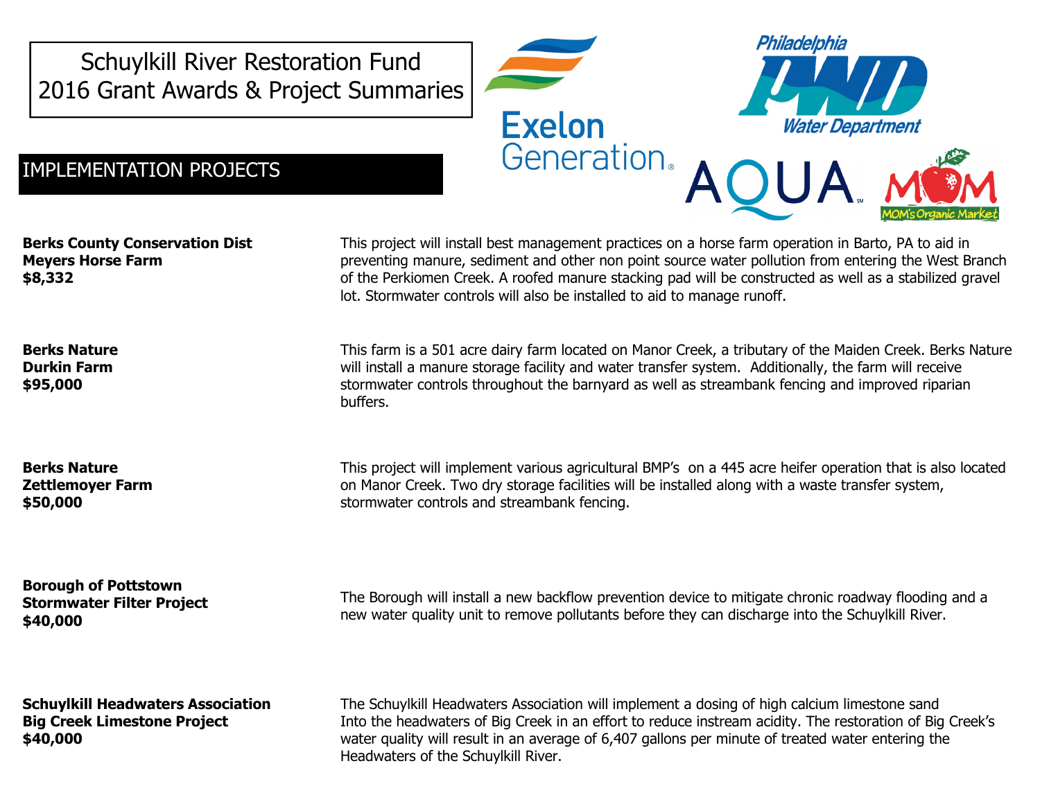# Schuylkill River Restoration Fund 2016 Grant Awards & Project Summaries

## IMPLEMENTATION PROJECTS

**Berks County Conservation Dist**
**Meyers Horse Farm**
**$8,332**

This project will install best management practices on a horse farm operation in Barto, PA to aid in preventing manure, sediment and other non point source water pollution from entering the West Branch of the Perkiomen Creek. A roofed manure stacking pad will be constructed as well as a stabilized gravel lot. Stormwater controls will also be installed to aid to manage runoff.

**Berks Nature**
**Durkin Farm**
**$95,000**

This farm is a 501 acre dairy farm located on Manor Creek, a tributary of the Maiden Creek. Berks Nature will install a manure storage facility and water transfer system. Additionally, the farm will receive stormwater controls throughout the barnyard as well as streambank fencing and improved riparian buffers.

**Berks Nature**
**Zettlemoyer Farm**
**$50,000**

This project will implement various agricultural BMP's on a 445 acre heifer operation that is also located on Manor Creek. Two dry storage facilities will be installed along with a waste transfer system, stormwater controls and streambank fencing.

**Borough of Pottstown**
**Stormwater Filter Project**
**$40,000**

The Borough will install a new backflow prevention device to mitigate chronic roadway flooding and a new water quality unit to remove pollutants before they can discharge into the Schuylkill River.

**Schuylkill Headwaters Association**
**Big Creek Limestone Project**
**$40,000**

The Schuylkill Headwaters Association will implement a dosing of high calcium limestone sand Into the headwaters of Big Creek in an effort to reduce instream acidity. The restoration of Big Creek's water quality will result in an average of 6,407 gallons per minute of treated water entering the Headwaters of the Schuylkill River.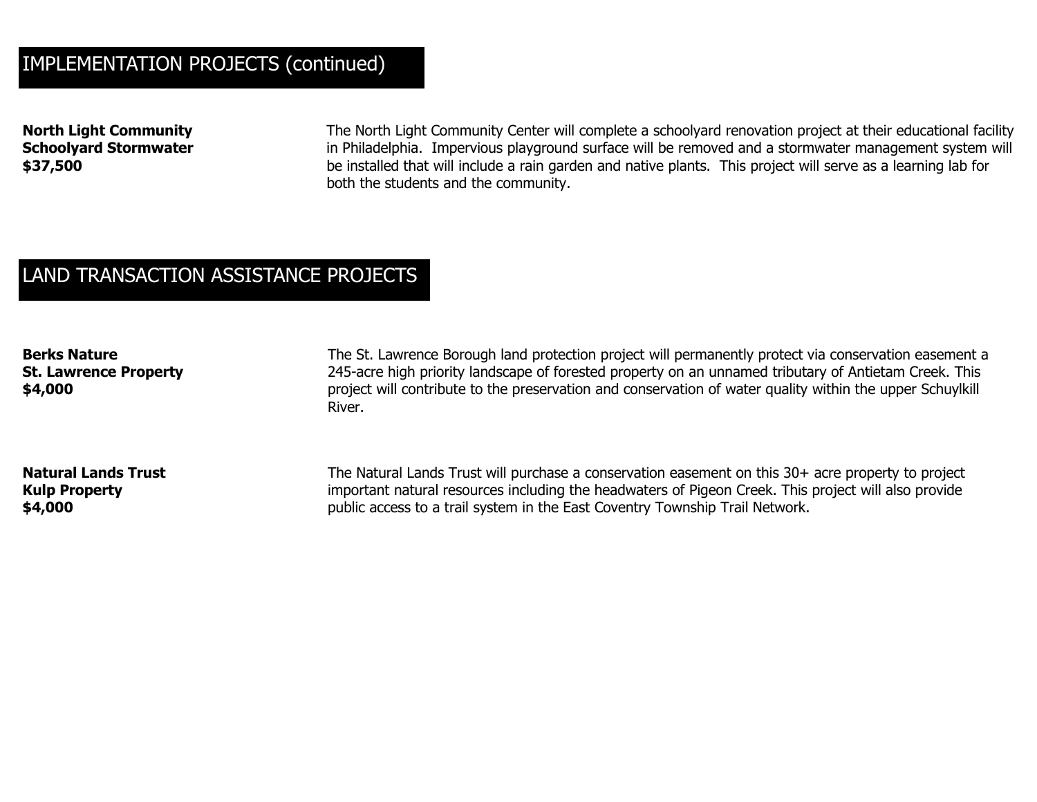## IMPLEMENTATION PROJECTS (continued)

**North Light Community Schoolyard Stormwater**
**$37,500**

The North Light Community Center will complete a schoolyard renovation project at their educational facility in Philadelphia. Impervious playground surface will be removed and a stormwater management system will be installed that will include a rain garden and native plants. This project will serve as a learning lab for both the students and the community.

## LAND TRANSACTION ASSISTANCE PROJECTS

**Berks Nature**
**St. Lawrence Property**
**$4,000**

The St. Lawrence Borough land protection project will permanently protect via conservation easement a 245-acre high priority landscape of forested property on an unnamed tributary of Antietam Creek. This project will contribute to the preservation and conservation of water quality within the upper Schuylkill River.

**Natural Lands Trust**
**Kulp Property**
**$4,000**

The Natural Lands Trust will purchase a conservation easement on this 30+ acre property to project important natural resources including the headwaters of Pigeon Creek. This project will also provide public access to a trail system in the East Coventry Township Trail Network.